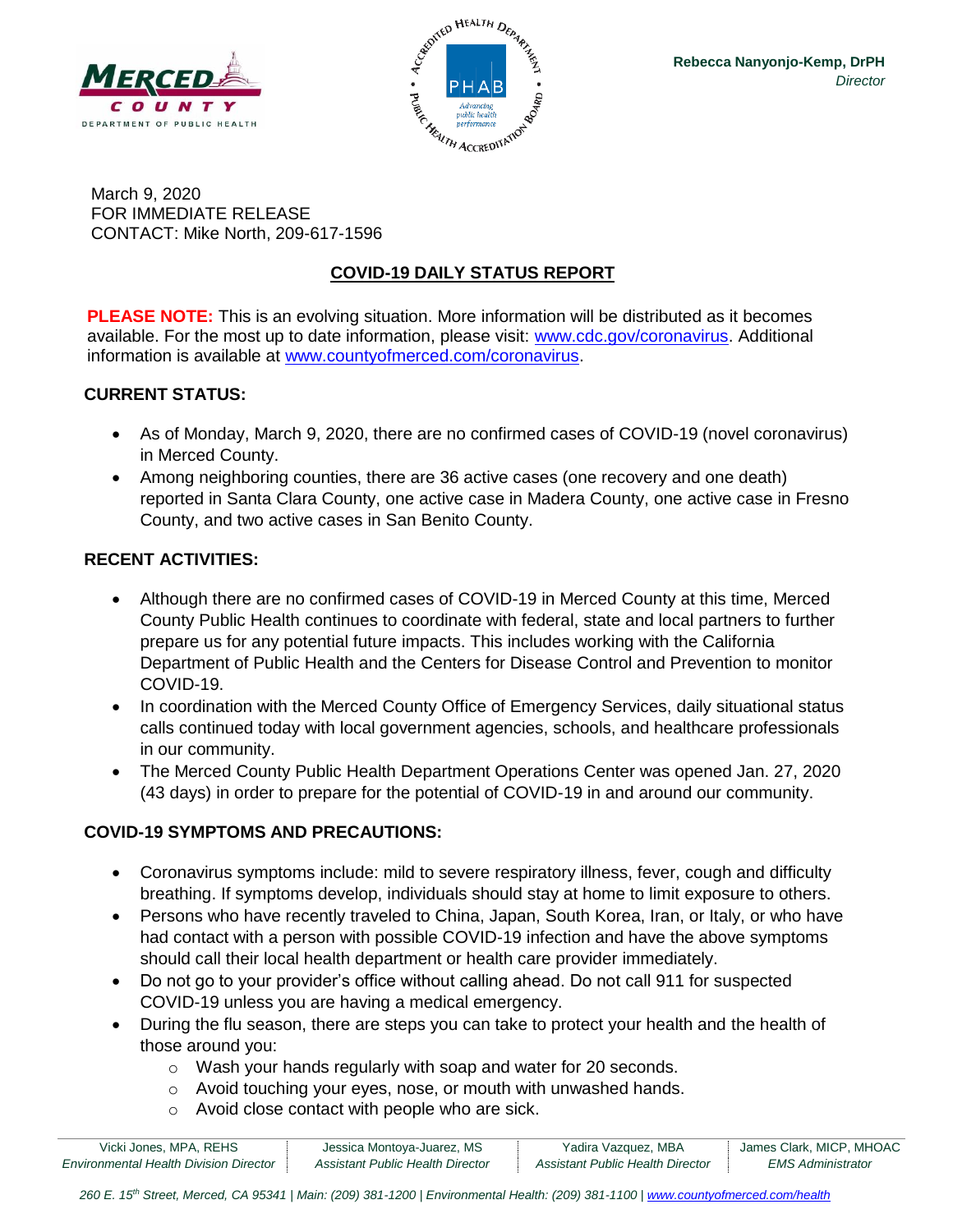MERCED COUNTY
DEPARTMENT OF PUBLIC HEALTH

**Rebecca Nanyonjo-Kemp, DrPH**
*Director*

March 9, 2020
FOR IMMEDIATE RELEASE
CONTACT: Mike North, 209-617-1596

# COVID-19 DAILY STATUS REPORT

**PLEASE NOTE:** This is an evolving situation. More information will be distributed as it becomes available. For the most up to date information, please visit: [www.cdc.gov/coronavirus](www.cdc.gov/coronavirus). Additional information is available at [www.countyofmerced.com/coronavirus](www.countyofmerced.com/coronavirus).

## CURRENT STATUS:

- As of Monday, March 9, 2020, there are no confirmed cases of COVID-19 (novel coronavirus) in Merced County.
- Among neighboring counties, there are 36 active cases (one recovery and one death) reported in Santa Clara County, one active case in Madera County, one active case in Fresno County, and two active cases in San Benito County.

## RECENT ACTIVITIES:

- Although there are no confirmed cases of COVID-19 in Merced County at this time, Merced County Public Health continues to coordinate with federal, state and local partners to further prepare us for any potential future impacts. This includes working with the California Department of Public Health and the Centers for Disease Control and Prevention to monitor COVID-19.
- In coordination with the Merced County Office of Emergency Services, daily situational status calls continued today with local government agencies, schools, and healthcare professionals in our community.
- The Merced County Public Health Department Operations Center was opened Jan. 27, 2020 (43 days) in order to prepare for the potential of COVID-19 in and around our community.

## COVID-19 SYMPTOMS AND PRECAUTIONS:

- Coronavirus symptoms include: mild to severe respiratory illness, fever, cough and difficulty breathing. If symptoms develop, individuals should stay at home to limit exposure to others.
- Persons who have recently traveled to China, Japan, South Korea, Iran, or Italy, or who have had contact with a person with possible COVID-19 infection and have the above symptoms should call their local health department or health care provider immediately.
- Do not go to your provider's office without calling ahead. Do not call 911 for suspected COVID-19 unless you are having a medical emergency.
- During the flu season, there are steps you can take to protect your health and the health of those around you:
  - Wash your hands regularly with soap and water for 20 seconds.
  - Avoid touching your eyes, nose, or mouth with unwashed hands.
  - Avoid close contact with people who are sick.

| Vicki Jones, MPA, REHS | Jessica Montoya-Juarez, MS | Yadira Vazquez, MBA | James Clark, MICP, MHOAC |
|---|---|---|---|
| *Environmental Health Division Director* | *Assistant Public Health Director* | *Assistant Public Health Director* | *EMS Administrator* |

*260 E. 15th Street, Merced, CA 95341 | Main: (209) 381-1200 | Environmental Health: (209) 381-1100 | [www.countyofmerced.com/health](www.countyofmerced.com/health)*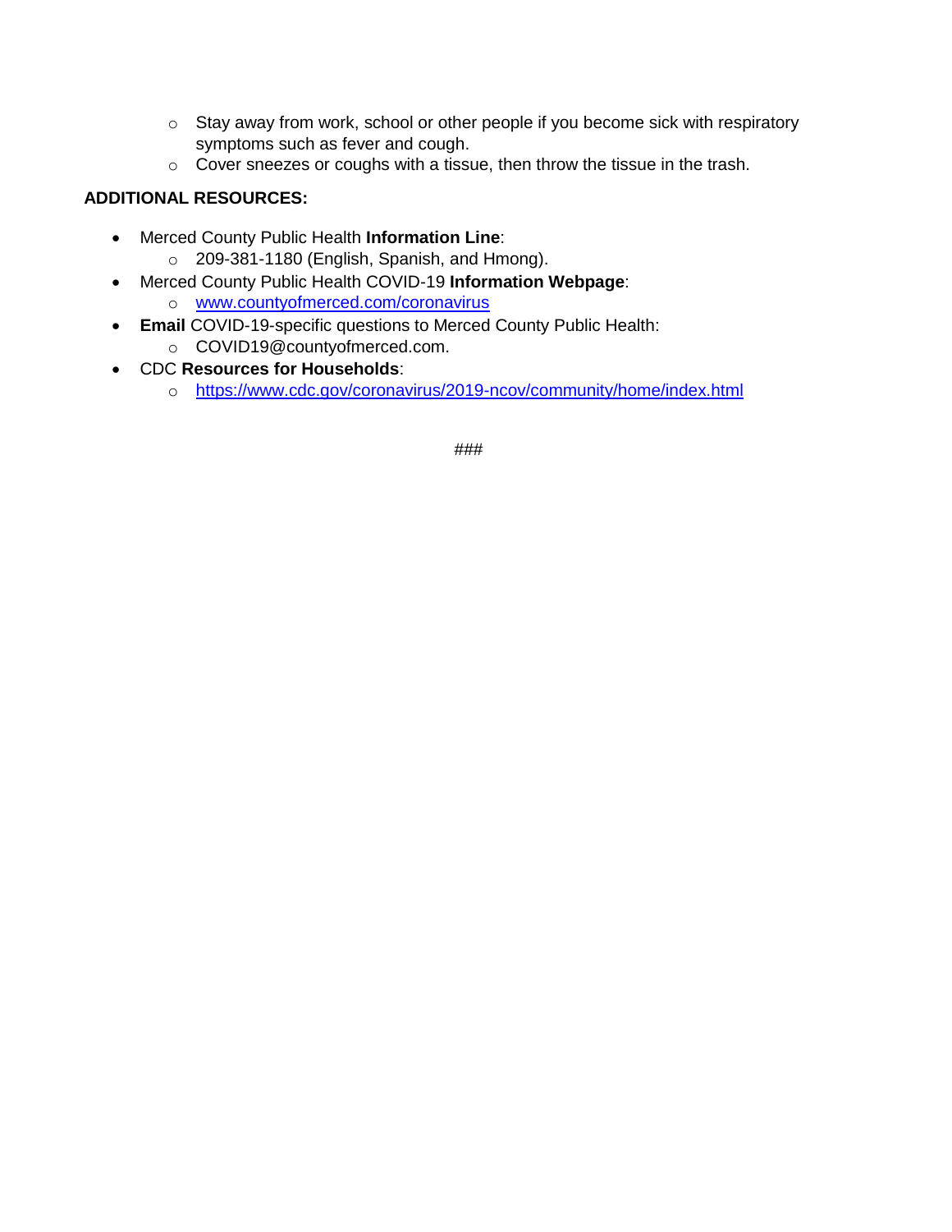- Stay away from work, school or other people if you become sick with respiratory symptoms such as fever and cough.
    - Cover sneezes or coughs with a tissue, then throw the tissue in the trash.

**ADDITIONAL RESOURCES:**

- Merced County Public Health **Information Line**:
    - 209-381-1180 (English, Spanish, and Hmong).
- Merced County Public Health COVID-19 **Information Webpage**:
    - [www.countyofmerced.com/coronavirus](http://www.countyofmerced.com/coronavirus)
- **Email** COVID-19-specific questions to Merced County Public Health:
    - COVID19@countyofmerced.com.
- CDC **Resources for Households**:
    - [https://www.cdc.gov/coronavirus/2019-ncov/community/home/index.html](https://www.cdc.gov/coronavirus/2019-ncov/community/home/index.html)

###